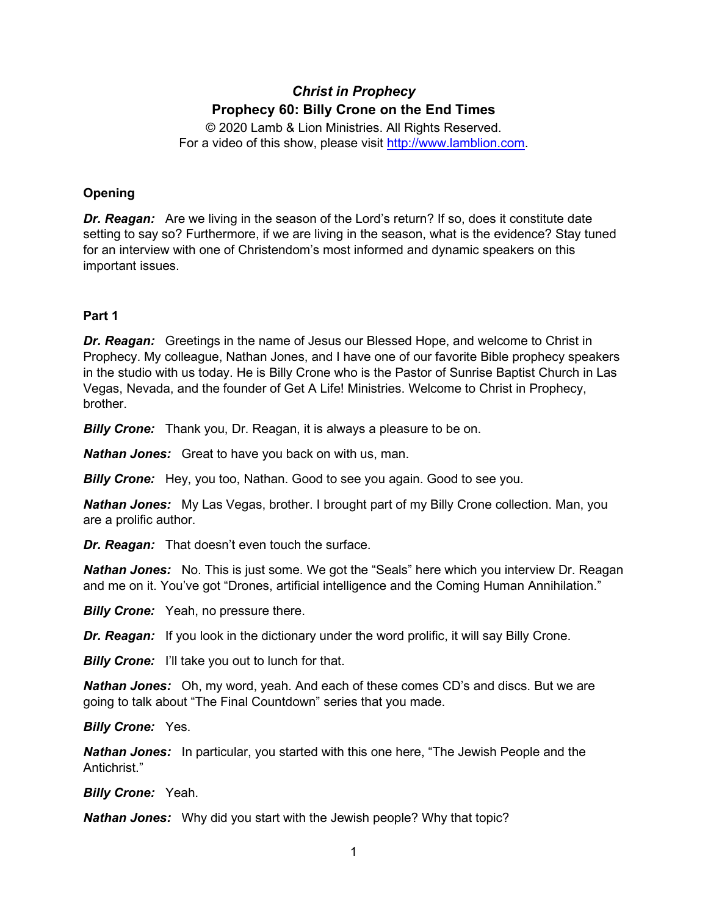# *Christ in Prophecy*

## Prophecy 60: Billy Crone on the End Times

© 2020 Lamb & Lion Ministries. All Rights Reserved.
For a video of this show, please visit http://www.lamblion.com.

### Opening

***Dr. Reagan:*** Are we living in the season of the Lord's return? If so, does it constitute date setting to say so? Furthermore, if we are living in the season, what is the evidence? Stay tuned for an interview with one of Christendom's most informed and dynamic speakers on this important issues.

### Part 1

***Dr. Reagan:*** Greetings in the name of Jesus our Blessed Hope, and welcome to Christ in Prophecy. My colleague, Nathan Jones, and I have one of our favorite Bible prophecy speakers in the studio with us today. He is Billy Crone who is the Pastor of Sunrise Baptist Church in Las Vegas, Nevada, and the founder of Get A Life! Ministries. Welcome to Christ in Prophecy, brother.

***Billy Crone:*** Thank you, Dr. Reagan, it is always a pleasure to be on.

***Nathan Jones:*** Great to have you back on with us, man.

***Billy Crone:*** Hey, you too, Nathan. Good to see you again. Good to see you.

***Nathan Jones:*** My Las Vegas, brother. I brought part of my Billy Crone collection. Man, you are a prolific author.

***Dr. Reagan:*** That doesn't even touch the surface.

***Nathan Jones:*** No. This is just some. We got the "Seals" here which you interview Dr. Reagan and me on it. You've got "Drones, artificial intelligence and the Coming Human Annihilation."

***Billy Crone:*** Yeah, no pressure there.

***Dr. Reagan:*** If you look in the dictionary under the word prolific, it will say Billy Crone.

***Billy Crone:*** I'll take you out to lunch for that.

***Nathan Jones:*** Oh, my word, yeah. And each of these comes CD's and discs. But we are going to talk about "The Final Countdown" series that you made.

***Billy Crone:*** Yes.

***Nathan Jones:*** In particular, you started with this one here, "The Jewish People and the Antichrist."

***Billy Crone:*** Yeah.

***Nathan Jones:*** Why did you start with the Jewish people? Why that topic?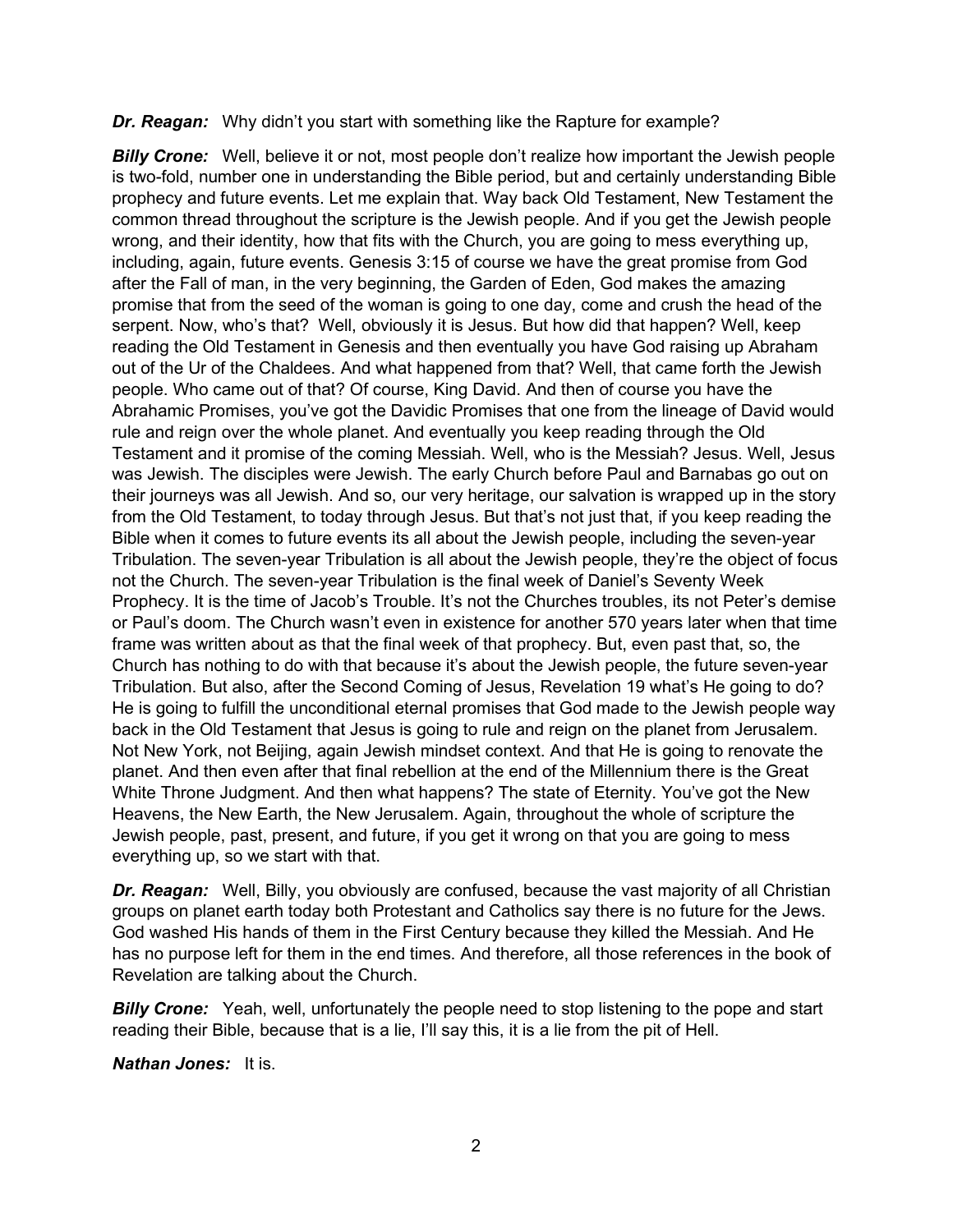***Dr. Reagan:*** Why didn't you start with something like the Rapture for example?

***Billy Crone:*** Well, believe it or not, most people don't realize how important the Jewish people is two-fold, number one in understanding the Bible period, but and certainly understanding Bible prophecy and future events. Let me explain that. Way back Old Testament, New Testament the common thread throughout the scripture is the Jewish people. And if you get the Jewish people wrong, and their identity, how that fits with the Church, you are going to mess everything up, including, again, future events. Genesis 3:15 of course we have the great promise from God after the Fall of man, in the very beginning, the Garden of Eden, God makes the amazing promise that from the seed of the woman is going to one day, come and crush the head of the serpent. Now, who's that? Well, obviously it is Jesus. But how did that happen? Well, keep reading the Old Testament in Genesis and then eventually you have God raising up Abraham out of the Ur of the Chaldees. And what happened from that? Well, that came forth the Jewish people. Who came out of that? Of course, King David. And then of course you have the Abrahamic Promises, you've got the Davidic Promises that one from the lineage of David would rule and reign over the whole planet. And eventually you keep reading through the Old Testament and it promise of the coming Messiah. Well, who is the Messiah? Jesus. Well, Jesus was Jewish. The disciples were Jewish. The early Church before Paul and Barnabas go out on their journeys was all Jewish. And so, our very heritage, our salvation is wrapped up in the story from the Old Testament, to today through Jesus. But that's not just that, if you keep reading the Bible when it comes to future events its all about the Jewish people, including the seven-year Tribulation. The seven-year Tribulation is all about the Jewish people, they're the object of focus not the Church. The seven-year Tribulation is the final week of Daniel's Seventy Week Prophecy. It is the time of Jacob's Trouble. It's not the Churches troubles, its not Peter's demise or Paul's doom. The Church wasn't even in existence for another 570 years later when that time frame was written about as that the final week of that prophecy. But, even past that, so, the Church has nothing to do with that because it's about the Jewish people, the future seven-year Tribulation. But also, after the Second Coming of Jesus, Revelation 19 what's He going to do? He is going to fulfill the unconditional eternal promises that God made to the Jewish people way back in the Old Testament that Jesus is going to rule and reign on the planet from Jerusalem. Not New York, not Beijing, again Jewish mindset context. And that He is going to renovate the planet. And then even after that final rebellion at the end of the Millennium there is the Great White Throne Judgment. And then what happens? The state of Eternity. You've got the New Heavens, the New Earth, the New Jerusalem. Again, throughout the whole of scripture the Jewish people, past, present, and future, if you get it wrong on that you are going to mess everything up, so we start with that.

***Dr. Reagan:*** Well, Billy, you obviously are confused, because the vast majority of all Christian groups on planet earth today both Protestant and Catholics say there is no future for the Jews. God washed His hands of them in the First Century because they killed the Messiah. And He has no purpose left for them in the end times. And therefore, all those references in the book of Revelation are talking about the Church.

***Billy Crone:*** Yeah, well, unfortunately the people need to stop listening to the pope and start reading their Bible, because that is a lie, I'll say this, it is a lie from the pit of Hell.

***Nathan Jones:*** It is.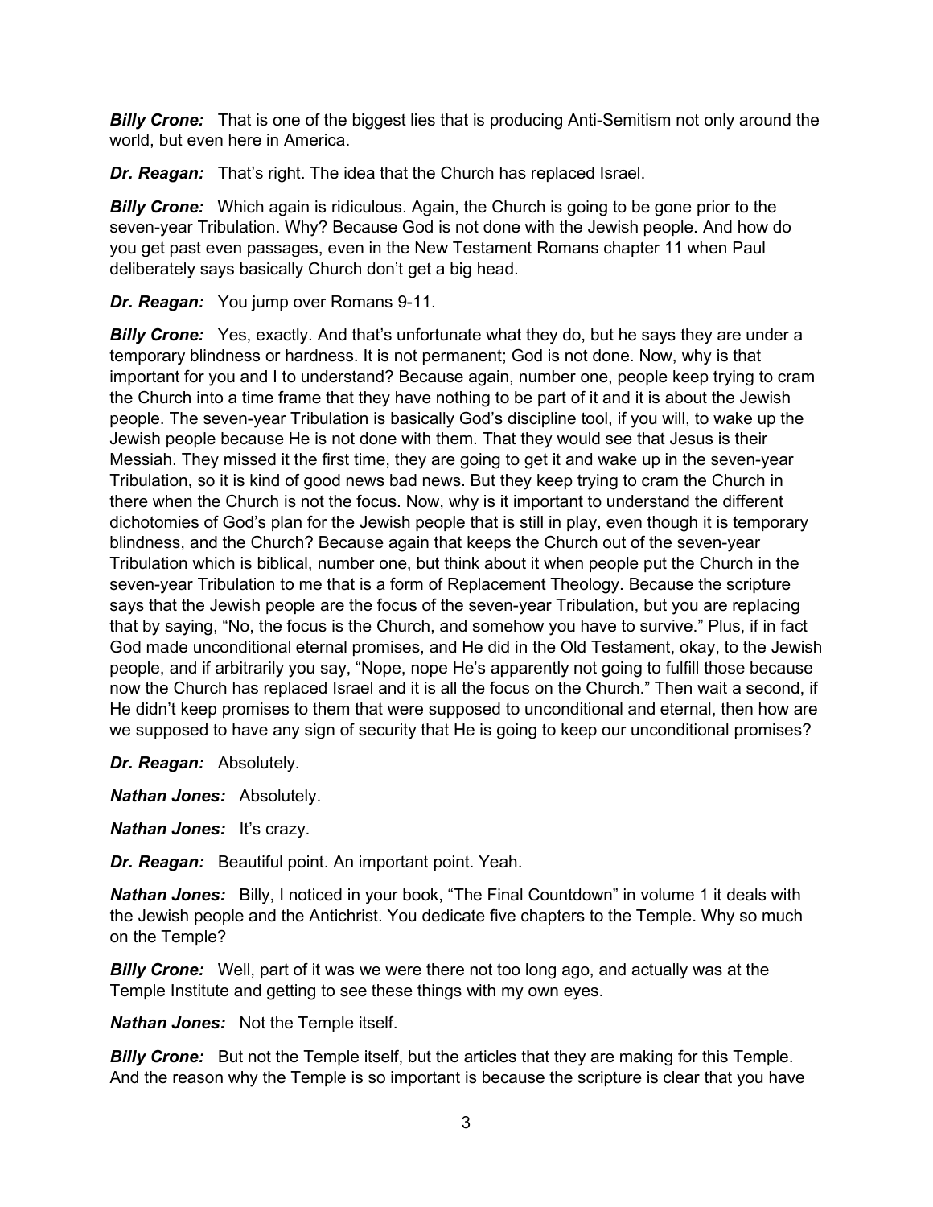***Billy Crone:*** That is one of the biggest lies that is producing Anti-Semitism not only around the world, but even here in America.

***Dr. Reagan:*** That's right. The idea that the Church has replaced Israel.

***Billy Crone:*** Which again is ridiculous. Again, the Church is going to be gone prior to the seven-year Tribulation. Why? Because God is not done with the Jewish people. And how do you get past even passages, even in the New Testament Romans chapter 11 when Paul deliberately says basically Church don't get a big head.

***Dr. Reagan:*** You jump over Romans 9-11.

***Billy Crone:*** Yes, exactly. And that's unfortunate what they do, but he says they are under a temporary blindness or hardness. It is not permanent; God is not done. Now, why is that important for you and I to understand? Because again, number one, people keep trying to cram the Church into a time frame that they have nothing to be part of it and it is about the Jewish people. The seven-year Tribulation is basically God's discipline tool, if you will, to wake up the Jewish people because He is not done with them. That they would see that Jesus is their Messiah. They missed it the first time, they are going to get it and wake up in the seven-year Tribulation, so it is kind of good news bad news. But they keep trying to cram the Church in there when the Church is not the focus. Now, why is it important to understand the different dichotomies of God's plan for the Jewish people that is still in play, even though it is temporary blindness, and the Church? Because again that keeps the Church out of the seven-year Tribulation which is biblical, number one, but think about it when people put the Church in the seven-year Tribulation to me that is a form of Replacement Theology. Because the scripture says that the Jewish people are the focus of the seven-year Tribulation, but you are replacing that by saying, "No, the focus is the Church, and somehow you have to survive." Plus, if in fact God made unconditional eternal promises, and He did in the Old Testament, okay, to the Jewish people, and if arbitrarily you say, "Nope, nope He's apparently not going to fulfill those because now the Church has replaced Israel and it is all the focus on the Church." Then wait a second, if He didn't keep promises to them that were supposed to unconditional and eternal, then how are we supposed to have any sign of security that He is going to keep our unconditional promises?

***Dr. Reagan:*** Absolutely.

***Nathan Jones:*** Absolutely.

***Nathan Jones:*** It's crazy.

***Dr. Reagan:*** Beautiful point. An important point. Yeah.

***Nathan Jones:*** Billy, I noticed in your book, "The Final Countdown" in volume 1 it deals with the Jewish people and the Antichrist. You dedicate five chapters to the Temple. Why so much on the Temple?

***Billy Crone:*** Well, part of it was we were there not too long ago, and actually was at the Temple Institute and getting to see these things with my own eyes.

***Nathan Jones:*** Not the Temple itself.

***Billy Crone:*** But not the Temple itself, but the articles that they are making for this Temple. And the reason why the Temple is so important is because the scripture is clear that you have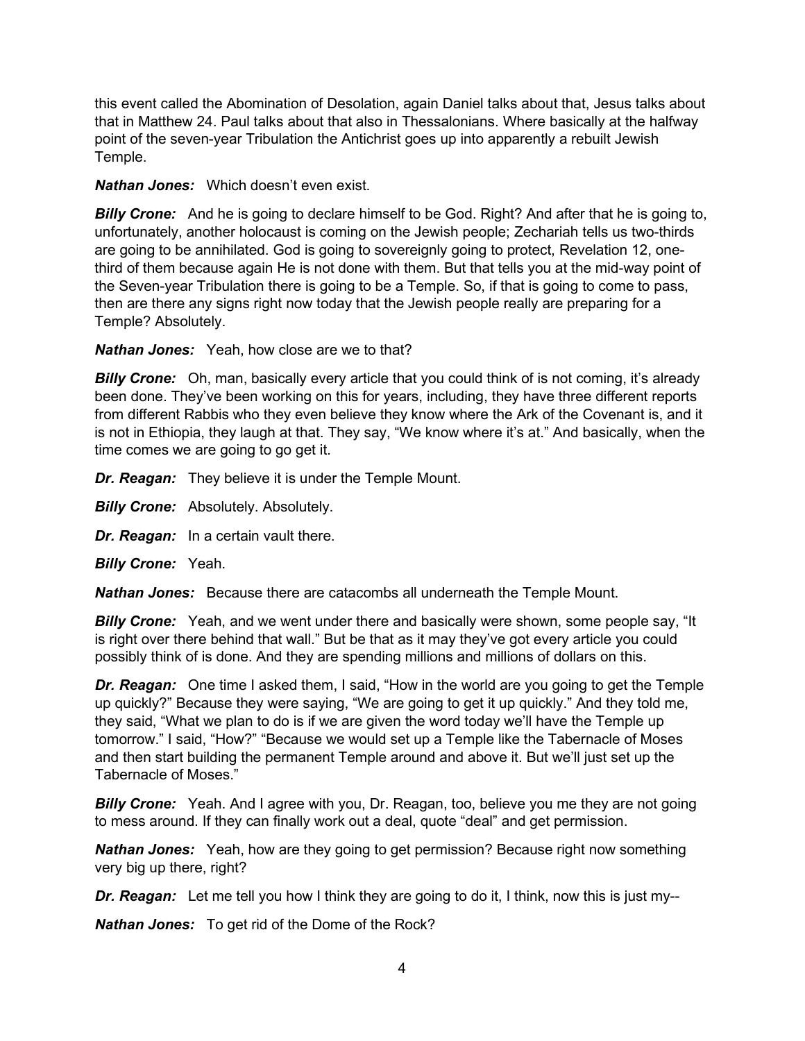this event called the Abomination of Desolation, again Daniel talks about that, Jesus talks about that in Matthew 24. Paul talks about that also in Thessalonians. Where basically at the halfway point of the seven-year Tribulation the Antichrist goes up into apparently a rebuilt Jewish Temple.

***Nathan Jones:*** Which doesn't even exist.

***Billy Crone:*** And he is going to declare himself to be God. Right? And after that he is going to, unfortunately, another holocaust is coming on the Jewish people; Zechariah tells us two-thirds are going to be annihilated. God is going to sovereignly going to protect, Revelation 12, one-third of them because again He is not done with them. But that tells you at the mid-way point of the Seven-year Tribulation there is going to be a Temple. So, if that is going to come to pass, then are there any signs right now today that the Jewish people really are preparing for a Temple? Absolutely.

***Nathan Jones:*** Yeah, how close are we to that?

***Billy Crone:*** Oh, man, basically every article that you could think of is not coming, it's already been done. They've been working on this for years, including, they have three different reports from different Rabbis who they even believe they know where the Ark of the Covenant is, and it is not in Ethiopia, they laugh at that. They say, "We know where it's at." And basically, when the time comes we are going to go get it.

***Dr. Reagan:*** They believe it is under the Temple Mount.

***Billy Crone:*** Absolutely. Absolutely.

***Dr. Reagan:*** In a certain vault there.

***Billy Crone:*** Yeah.

***Nathan Jones:*** Because there are catacombs all underneath the Temple Mount.

***Billy Crone:*** Yeah, and we went under there and basically were shown, some people say, "It is right over there behind that wall." But be that as it may they've got every article you could possibly think of is done. And they are spending millions and millions of dollars on this.

***Dr. Reagan:*** One time I asked them, I said, "How in the world are you going to get the Temple up quickly?" Because they were saying, "We are going to get it up quickly." And they told me, they said, "What we plan to do is if we are given the word today we'll have the Temple up tomorrow." I said, "How?" "Because we would set up a Temple like the Tabernacle of Moses and then start building the permanent Temple around and above it. But we'll just set up the Tabernacle of Moses."

***Billy Crone:*** Yeah. And I agree with you, Dr. Reagan, too, believe you me they are not going to mess around. If they can finally work out a deal, quote "deal" and get permission.

***Nathan Jones:*** Yeah, how are they going to get permission? Because right now something very big up there, right?

***Dr. Reagan:*** Let me tell you how I think they are going to do it, I think, now this is just my--

***Nathan Jones:*** To get rid of the Dome of the Rock?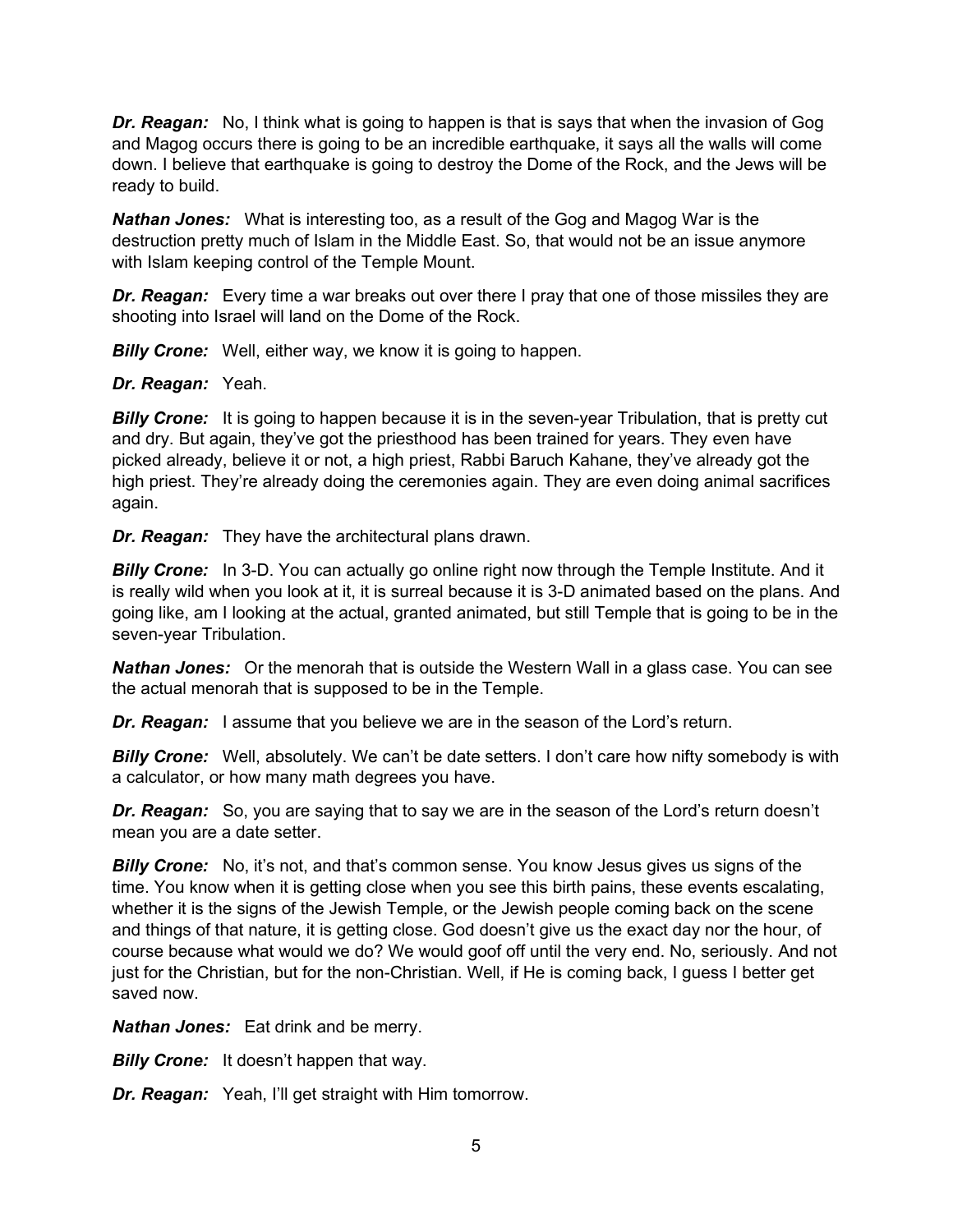***Dr. Reagan:*** No, I think what is going to happen is that is says that when the invasion of Gog and Magog occurs there is going to be an incredible earthquake, it says all the walls will come down. I believe that earthquake is going to destroy the Dome of the Rock, and the Jews will be ready to build.

***Nathan Jones:*** What is interesting too, as a result of the Gog and Magog War is the destruction pretty much of Islam in the Middle East. So, that would not be an issue anymore with Islam keeping control of the Temple Mount.

***Dr. Reagan:*** Every time a war breaks out over there I pray that one of those missiles they are shooting into Israel will land on the Dome of the Rock.

***Billy Crone:*** Well, either way, we know it is going to happen.

***Dr. Reagan:*** Yeah.

***Billy Crone:*** It is going to happen because it is in the seven-year Tribulation, that is pretty cut and dry. But again, they've got the priesthood has been trained for years. They even have picked already, believe it or not, a high priest, Rabbi Baruch Kahane, they've already got the high priest. They're already doing the ceremonies again. They are even doing animal sacrifices again.

***Dr. Reagan:*** They have the architectural plans drawn.

***Billy Crone:*** In 3-D. You can actually go online right now through the Temple Institute. And it is really wild when you look at it, it is surreal because it is 3-D animated based on the plans. And going like, am I looking at the actual, granted animated, but still Temple that is going to be in the seven-year Tribulation.

***Nathan Jones:*** Or the menorah that is outside the Western Wall in a glass case. You can see the actual menorah that is supposed to be in the Temple.

***Dr. Reagan:*** I assume that you believe we are in the season of the Lord's return.

***Billy Crone:*** Well, absolutely. We can't be date setters. I don't care how nifty somebody is with a calculator, or how many math degrees you have.

***Dr. Reagan:*** So, you are saying that to say we are in the season of the Lord's return doesn't mean you are a date setter.

***Billy Crone:*** No, it's not, and that's common sense. You know Jesus gives us signs of the time. You know when it is getting close when you see this birth pains, these events escalating, whether it is the signs of the Jewish Temple, or the Jewish people coming back on the scene and things of that nature, it is getting close. God doesn't give us the exact day nor the hour, of course because what would we do? We would goof off until the very end. No, seriously. And not just for the Christian, but for the non-Christian. Well, if He is coming back, I guess I better get saved now.

***Nathan Jones:*** Eat drink and be merry.

***Billy Crone:*** It doesn't happen that way.

***Dr. Reagan:*** Yeah, I'll get straight with Him tomorrow.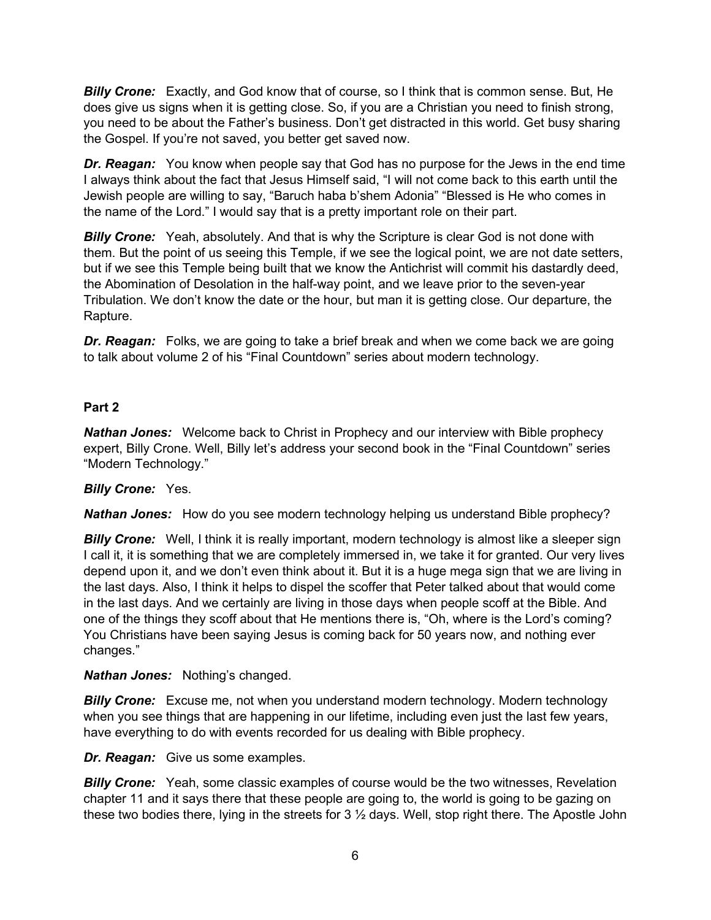***Billy Crone:*** Exactly, and God know that of course, so I think that is common sense. But, He does give us signs when it is getting close. So, if you are a Christian you need to finish strong, you need to be about the Father's business. Don't get distracted in this world. Get busy sharing the Gospel. If you're not saved, you better get saved now.

***Dr. Reagan:*** You know when people say that God has no purpose for the Jews in the end time I always think about the fact that Jesus Himself said, "I will not come back to this earth until the Jewish people are willing to say, "Baruch haba b'shem Adonia" "Blessed is He who comes in the name of the Lord." I would say that is a pretty important role on their part.

***Billy Crone:*** Yeah, absolutely. And that is why the Scripture is clear God is not done with them. But the point of us seeing this Temple, if we see the logical point, we are not date setters, but if we see this Temple being built that we know the Antichrist will commit his dastardly deed, the Abomination of Desolation in the half-way point, and we leave prior to the seven-year Tribulation. We don't know the date or the hour, but man it is getting close. Our departure, the Rapture.

***Dr. Reagan:*** Folks, we are going to take a brief break and when we come back we are going to talk about volume 2 of his "Final Countdown" series about modern technology.

**Part 2**

***Nathan Jones:*** Welcome back to Christ in Prophecy and our interview with Bible prophecy expert, Billy Crone. Well, Billy let's address your second book in the "Final Countdown" series "Modern Technology."

***Billy Crone:*** Yes.

***Nathan Jones:*** How do you see modern technology helping us understand Bible prophecy?

***Billy Crone:*** Well, I think it is really important, modern technology is almost like a sleeper sign I call it, it is something that we are completely immersed in, we take it for granted. Our very lives depend upon it, and we don't even think about it. But it is a huge mega sign that we are living in the last days. Also, I think it helps to dispel the scoffer that Peter talked about that would come in the last days. And we certainly are living in those days when people scoff at the Bible. And one of the things they scoff about that He mentions there is, "Oh, where is the Lord's coming? You Christians have been saying Jesus is coming back for 50 years now, and nothing ever changes."

***Nathan Jones:*** Nothing's changed.

***Billy Crone:*** Excuse me, not when you understand modern technology. Modern technology when you see things that are happening in our lifetime, including even just the last few years, have everything to do with events recorded for us dealing with Bible prophecy.

***Dr. Reagan:*** Give us some examples.

***Billy Crone:*** Yeah, some classic examples of course would be the two witnesses, Revelation chapter 11 and it says there that these people are going to, the world is going to be gazing on these two bodies there, lying in the streets for 3 ½ days. Well, stop right there. The Apostle John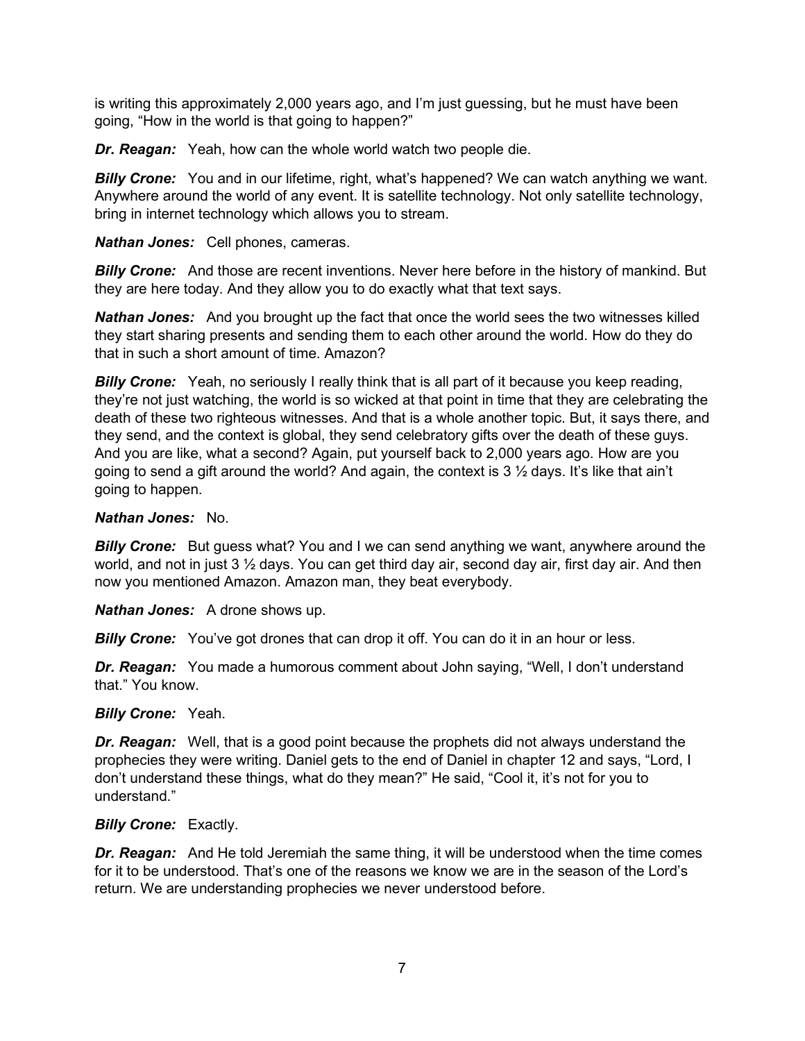is writing this approximately 2,000 years ago, and I'm just guessing, but he must have been going, "How in the world is that going to happen?"

***Dr. Reagan:*** Yeah, how can the whole world watch two people die.

***Billy Crone:*** You and in our lifetime, right, what's happened? We can watch anything we want. Anywhere around the world of any event. It is satellite technology. Not only satellite technology, bring in internet technology which allows you to stream.

***Nathan Jones:*** Cell phones, cameras.

***Billy Crone:*** And those are recent inventions. Never here before in the history of mankind. But they are here today. And they allow you to do exactly what that text says.

***Nathan Jones:*** And you brought up the fact that once the world sees the two witnesses killed they start sharing presents and sending them to each other around the world. How do they do that in such a short amount of time. Amazon?

***Billy Crone:*** Yeah, no seriously I really think that is all part of it because you keep reading, they're not just watching, the world is so wicked at that point in time that they are celebrating the death of these two righteous witnesses. And that is a whole another topic. But, it says there, and they send, and the context is global, they send celebratory gifts over the death of these guys. And you are like, what a second? Again, put yourself back to 2,000 years ago. How are you going to send a gift around the world? And again, the context is 3 ½ days. It's like that ain't going to happen.

***Nathan Jones:*** No.

***Billy Crone:*** But guess what? You and I we can send anything we want, anywhere around the world, and not in just 3 ½ days. You can get third day air, second day air, first day air. And then now you mentioned Amazon. Amazon man, they beat everybody.

***Nathan Jones:*** A drone shows up.

***Billy Crone:*** You've got drones that can drop it off. You can do it in an hour or less.

***Dr. Reagan:*** You made a humorous comment about John saying, "Well, I don't understand that." You know.

***Billy Crone:*** Yeah.

***Dr. Reagan:*** Well, that is a good point because the prophets did not always understand the prophecies they were writing. Daniel gets to the end of Daniel in chapter 12 and says, "Lord, I don't understand these things, what do they mean?" He said, "Cool it, it's not for you to understand."

***Billy Crone:*** Exactly.

***Dr. Reagan:*** And He told Jeremiah the same thing, it will be understood when the time comes for it to be understood. That's one of the reasons we know we are in the season of the Lord's return. We are understanding prophecies we never understood before.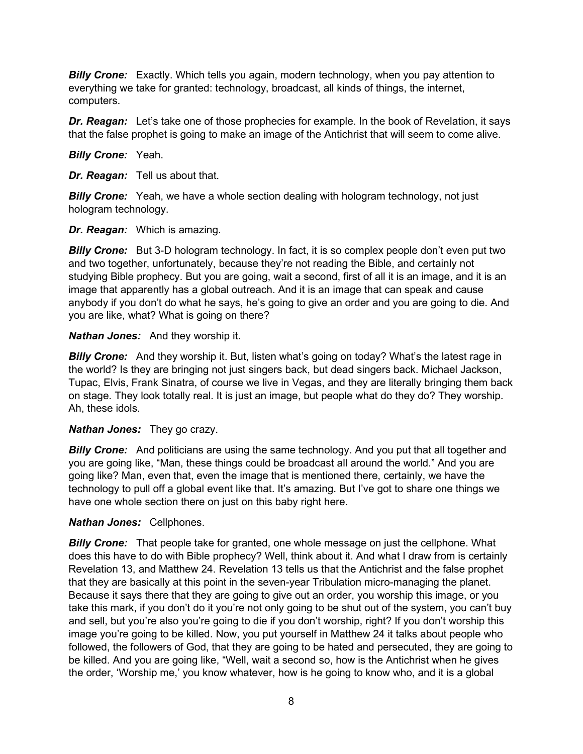***Billy Crone:*** Exactly. Which tells you again, modern technology, when you pay attention to everything we take for granted: technology, broadcast, all kinds of things, the internet, computers.

***Dr. Reagan:*** Let's take one of those prophecies for example. In the book of Revelation, it says that the false prophet is going to make an image of the Antichrist that will seem to come alive.

***Billy Crone:*** Yeah.

***Dr. Reagan:*** Tell us about that.

***Billy Crone:*** Yeah, we have a whole section dealing with hologram technology, not just hologram technology.

***Dr. Reagan:*** Which is amazing.

***Billy Crone:*** But 3-D hologram technology. In fact, it is so complex people don't even put two and two together, unfortunately, because they're not reading the Bible, and certainly not studying Bible prophecy. But you are going, wait a second, first of all it is an image, and it is an image that apparently has a global outreach. And it is an image that can speak and cause anybody if you don't do what he says, he's going to give an order and you are going to die. And you are like, what? What is going on there?

***Nathan Jones:*** And they worship it.

***Billy Crone:*** And they worship it. But, listen what's going on today? What's the latest rage in the world? Is they are bringing not just singers back, but dead singers back. Michael Jackson, Tupac, Elvis, Frank Sinatra, of course we live in Vegas, and they are literally bringing them back on stage. They look totally real. It is just an image, but people what do they do? They worship. Ah, these idols.

***Nathan Jones:*** They go crazy.

***Billy Crone:*** And politicians are using the same technology. And you put that all together and you are going like, "Man, these things could be broadcast all around the world." And you are going like? Man, even that, even the image that is mentioned there, certainly, we have the technology to pull off a global event like that. It's amazing. But I've got to share one things we have one whole section there on just on this baby right here.

***Nathan Jones:*** Cellphones.

***Billy Crone:*** That people take for granted, one whole message on just the cellphone. What does this have to do with Bible prophecy? Well, think about it. And what I draw from is certainly Revelation 13, and Matthew 24. Revelation 13 tells us that the Antichrist and the false prophet that they are basically at this point in the seven-year Tribulation micro-managing the planet. Because it says there that they are going to give out an order, you worship this image, or you take this mark, if you don't do it you're not only going to be shut out of the system, you can't buy and sell, but you're also you're going to die if you don't worship, right? If you don't worship this image you're going to be killed. Now, you put yourself in Matthew 24 it talks about people who followed, the followers of God, that they are going to be hated and persecuted, they are going to be killed. And you are going like, "Well, wait a second so, how is the Antichrist when he gives the order, 'Worship me,' you know whatever, how is he going to know who, and it is a global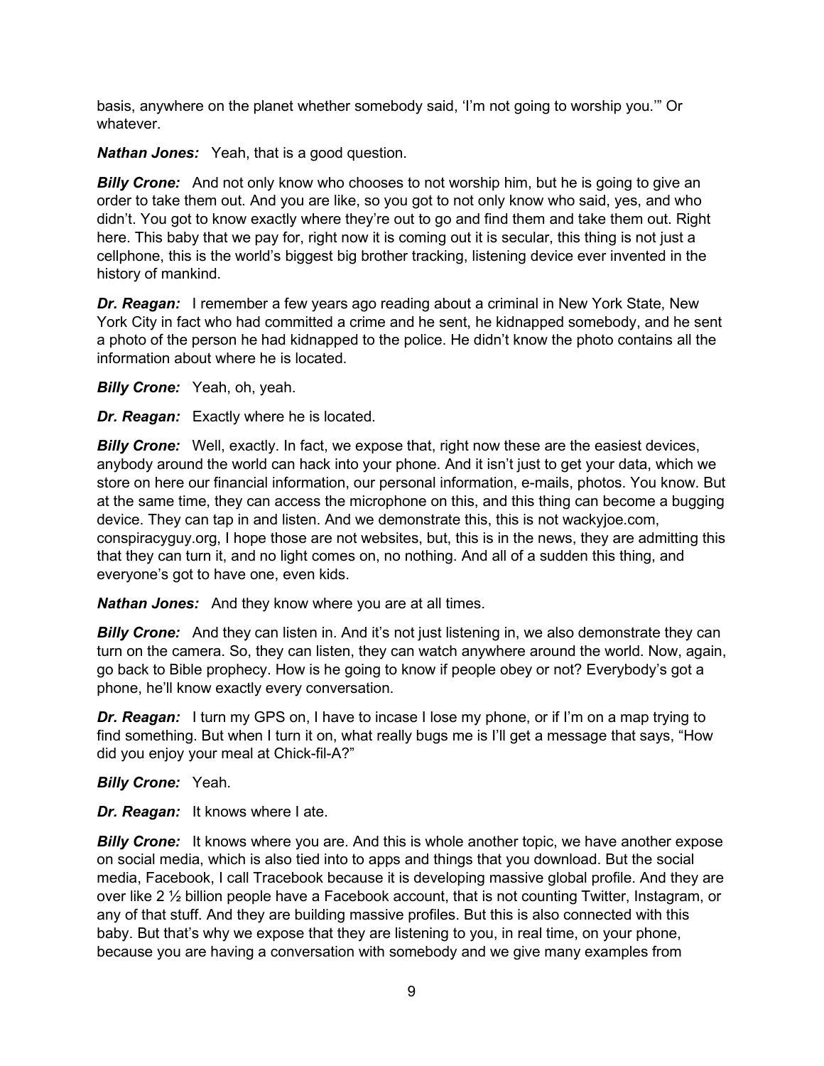basis, anywhere on the planet whether somebody said, 'I'm not going to worship you.'" Or whatever.

***Nathan Jones:*** Yeah, that is a good question.

***Billy Crone:*** And not only know who chooses to not worship him, but he is going to give an order to take them out. And you are like, so you got to not only know who said, yes, and who didn't. You got to know exactly where they're out to go and find them and take them out. Right here. This baby that we pay for, right now it is coming out it is secular, this thing is not just a cellphone, this is the world's biggest big brother tracking, listening device ever invented in the history of mankind.

***Dr. Reagan:*** I remember a few years ago reading about a criminal in New York State, New York City in fact who had committed a crime and he sent, he kidnapped somebody, and he sent a photo of the person he had kidnapped to the police. He didn't know the photo contains all the information about where he is located.

***Billy Crone:*** Yeah, oh, yeah.

***Dr. Reagan:*** Exactly where he is located.

***Billy Crone:*** Well, exactly. In fact, we expose that, right now these are the easiest devices, anybody around the world can hack into your phone. And it isn't just to get your data, which we store on here our financial information, our personal information, e-mails, photos. You know. But at the same time, they can access the microphone on this, and this thing can become a bugging device. They can tap in and listen. And we demonstrate this, this is not wackyjoe.com, conspiracyguy.org, I hope those are not websites, but, this is in the news, they are admitting this that they can turn it, and no light comes on, no nothing. And all of a sudden this thing, and everyone's got to have one, even kids.

***Nathan Jones:*** And they know where you are at all times.

***Billy Crone:*** And they can listen in. And it's not just listening in, we also demonstrate they can turn on the camera. So, they can listen, they can watch anywhere around the world. Now, again, go back to Bible prophecy. How is he going to know if people obey or not? Everybody's got a phone, he'll know exactly every conversation.

***Dr. Reagan:*** I turn my GPS on, I have to incase I lose my phone, or if I'm on a map trying to find something. But when I turn it on, what really bugs me is I'll get a message that says, "How did you enjoy your meal at Chick-fil-A?"

***Billy Crone:*** Yeah.

***Dr. Reagan:*** It knows where I ate.

***Billy Crone:*** It knows where you are. And this is whole another topic, we have another expose on social media, which is also tied into to apps and things that you download. But the social media, Facebook, I call Tracebook because it is developing massive global profile. And they are over like 2 ½ billion people have a Facebook account, that is not counting Twitter, Instagram, or any of that stuff. And they are building massive profiles. But this is also connected with this baby. But that's why we expose that they are listening to you, in real time, on your phone, because you are having a conversation with somebody and we give many examples from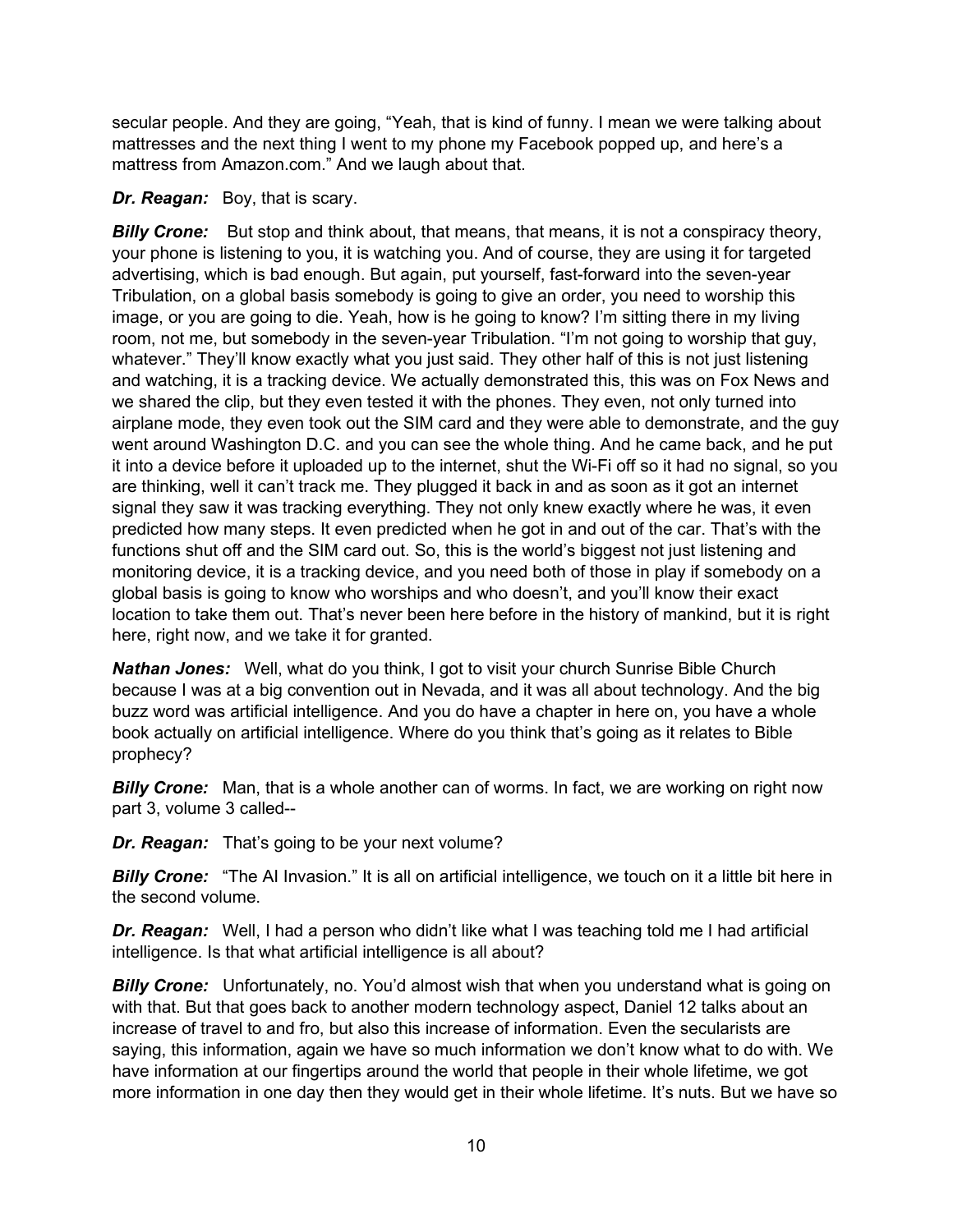secular people. And they are going, "Yeah, that is kind of funny. I mean we were talking about mattresses and the next thing I went to my phone my Facebook popped up, and here's a mattress from Amazon.com." And we laugh about that.

***Dr. Reagan:*** Boy, that is scary.

***Billy Crone:*** But stop and think about, that means, that means, it is not a conspiracy theory, your phone is listening to you, it is watching you. And of course, they are using it for targeted advertising, which is bad enough. But again, put yourself, fast-forward into the seven-year Tribulation, on a global basis somebody is going to give an order, you need to worship this image, or you are going to die. Yeah, how is he going to know? I'm sitting there in my living room, not me, but somebody in the seven-year Tribulation. "I'm not going to worship that guy, whatever." They'll know exactly what you just said. They other half of this is not just listening and watching, it is a tracking device. We actually demonstrated this, this was on Fox News and we shared the clip, but they even tested it with the phones. They even, not only turned into airplane mode, they even took out the SIM card and they were able to demonstrate, and the guy went around Washington D.C. and you can see the whole thing. And he came back, and he put it into a device before it uploaded up to the internet, shut the Wi-Fi off so it had no signal, so you are thinking, well it can't track me. They plugged it back in and as soon as it got an internet signal they saw it was tracking everything. They not only knew exactly where he was, it even predicted how many steps. It even predicted when he got in and out of the car. That's with the functions shut off and the SIM card out. So, this is the world's biggest not just listening and monitoring device, it is a tracking device, and you need both of those in play if somebody on a global basis is going to know who worships and who doesn't, and you'll know their exact location to take them out. That's never been here before in the history of mankind, but it is right here, right now, and we take it for granted.

***Nathan Jones:*** Well, what do you think, I got to visit your church Sunrise Bible Church because I was at a big convention out in Nevada, and it was all about technology. And the big buzz word was artificial intelligence. And you do have a chapter in here on, you have a whole book actually on artificial intelligence. Where do you think that's going as it relates to Bible prophecy?

***Billy Crone:*** Man, that is a whole another can of worms. In fact, we are working on right now part 3, volume 3 called--

***Dr. Reagan:*** That's going to be your next volume?

***Billy Crone:*** "The AI Invasion." It is all on artificial intelligence, we touch on it a little bit here in the second volume.

***Dr. Reagan:*** Well, I had a person who didn't like what I was teaching told me I had artificial intelligence. Is that what artificial intelligence is all about?

***Billy Crone:*** Unfortunately, no. You'd almost wish that when you understand what is going on with that. But that goes back to another modern technology aspect, Daniel 12 talks about an increase of travel to and fro, but also this increase of information. Even the secularists are saying, this information, again we have so much information we don't know what to do with. We have information at our fingertips around the world that people in their whole lifetime, we got more information in one day then they would get in their whole lifetime. It's nuts. But we have so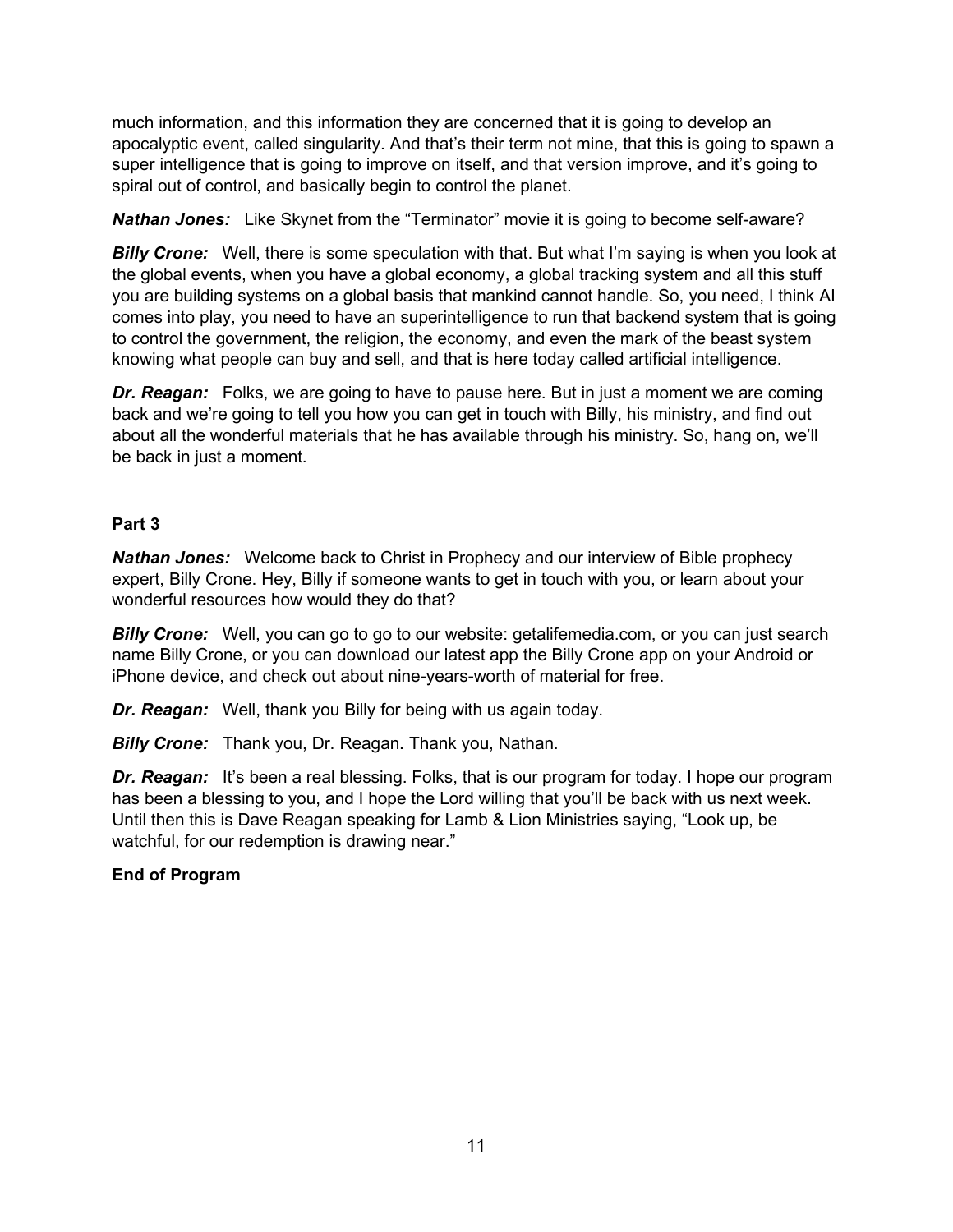much information, and this information they are concerned that it is going to develop an apocalyptic event, called singularity. And that's their term not mine, that this is going to spawn a super intelligence that is going to improve on itself, and that version improve, and it's going to spiral out of control, and basically begin to control the planet.

***Nathan Jones:*** Like Skynet from the "Terminator" movie it is going to become self-aware?

***Billy Crone:*** Well, there is some speculation with that. But what I'm saying is when you look at the global events, when you have a global economy, a global tracking system and all this stuff you are building systems on a global basis that mankind cannot handle. So, you need, I think AI comes into play, you need to have an superintelligence to run that backend system that is going to control the government, the religion, the economy, and even the mark of the beast system knowing what people can buy and sell, and that is here today called artificial intelligence.

***Dr. Reagan:*** Folks, we are going to have to pause here. But in just a moment we are coming back and we're going to tell you how you can get in touch with Billy, his ministry, and find out about all the wonderful materials that he has available through his ministry. So, hang on, we'll be back in just a moment.

**Part 3**

***Nathan Jones:*** Welcome back to Christ in Prophecy and our interview of Bible prophecy expert, Billy Crone. Hey, Billy if someone wants to get in touch with you, or learn about your wonderful resources how would they do that?

***Billy Crone:*** Well, you can go to go to our website: getalifemedia.com, or you can just search name Billy Crone, or you can download our latest app the Billy Crone app on your Android or iPhone device, and check out about nine-years-worth of material for free.

***Dr. Reagan:*** Well, thank you Billy for being with us again today.

***Billy Crone:*** Thank you, Dr. Reagan. Thank you, Nathan.

***Dr. Reagan:*** It's been a real blessing. Folks, that is our program for today. I hope our program has been a blessing to you, and I hope the Lord willing that you'll be back with us next week. Until then this is Dave Reagan speaking for Lamb & Lion Ministries saying, "Look up, be watchful, for our redemption is drawing near."

**End of Program**